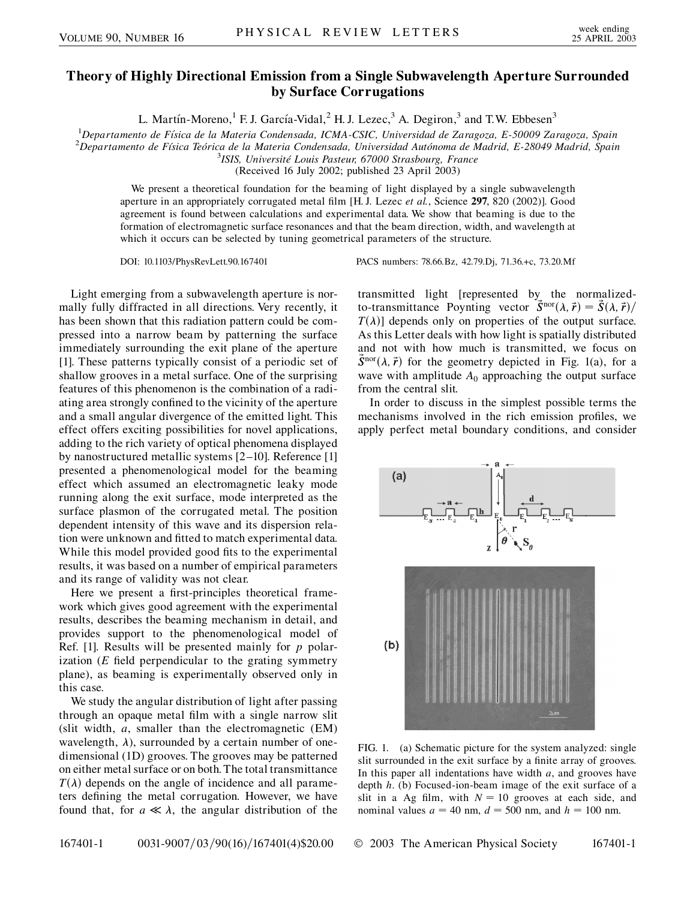# Theory of Highly Directional Emission from a Single Subwavelength Aperture Surrounded by Surface Corrugations

L. Martín-Moreno,[1] F. J. García-Vidal,[2] H. J. Lezec,[3] A. Degiron,[3] and T.W. Ebbesen[3]

[1]Departamento de Física de la Materia Condensada, ICMA-CSIC, Universidad de Zaragoza, E-50009 Zaragoza, Spain
[2]Departamento de Física Teórica de la Materia Condensada, Universidad Autónoma de Madrid, E-28049 Madrid, Spain
[3]ISIS, Université Louis Pasteur, 67000 Strasbourg, France

(Received 16 July 2002; published 23 April 2003)

We present a theoretical foundation for the beaming of light displayed by a single subwavelength aperture in an appropriately corrugated metal film [H. J. Lezec *et al.*, Science **297**, 820 (2002)]. Good agreement is found between calculations and experimental data. We show that beaming is due to the formation of electromagnetic surface resonances and that the beam direction, width, and wavelength at which it occurs can be selected by tuning geometrical parameters of the structure.

DOI: 10.1103/PhysRevLett.90.167401 PACS numbers: 78.66.Bz, 42.79.Dj, 71.36.+c, 73.20.Mf

Light emerging from a subwavelength aperture is normally fully diffracted in all directions. Very recently, it has been shown that this radiation pattern could be compressed into a narrow beam by patterning the surface immediately surrounding the exit plane of the aperture [1]. These patterns typically consist of a periodic set of shallow grooves in a metal surface. One of the surprising features of this phenomenon is the combination of a radiating area strongly confined to the vicinity of the aperture and a small angular divergence of the emitted light. This effect offers exciting possibilities for novel applications, adding to the rich variety of optical phenomena displayed by nanostructured metallic systems [2–10]. Reference [1] presented a phenomenological model for the beaming effect which assumed an electromagnetic leaky mode running along the exit surface, mode interpreted as the surface plasmon of the corrugated metal. The position dependent intensity of this wave and its dispersion relation were unknown and fitted to match experimental data. While this model provided good fits to the experimental results, it was based on a number of empirical parameters and its range of validity was not clear.

Here we present a first-principles theoretical framework which gives good agreement with the experimental results, describes the beaming mechanism in detail, and provides support to the phenomenological model of Ref. [1]. Results will be presented mainly for $p$ polarization ($E$ field perpendicular to the grating symmetry plane), as beaming is experimentally observed only in this case.

We study the angular distribution of light after passing through an opaque metal film with a single narrow slit (slit width, $a$, smaller than the electromagnetic (EM) wavelength, $\lambda$), surrounded by a certain number of one-dimensional (1D) grooves. The grooves may be patterned on either metal surface or on both. The total transmittance $T(\lambda)$ depends on the angle of incidence and all parameters defining the metal corrugation. However, we have found that, for $a \ll \lambda$, the angular distribution of the transmitted light [represented by the normalized-to-transmittance Poynting vector $\vec{S}^{\mathrm{nor}}(\lambda, \vec{r}) = \vec{S}(\lambda, \vec{r})/T(\lambda)$] depends only on properties of the output surface. As this Letter deals with how light is spatially distributed and not with how much is transmitted, we focus on $\vec{S}^{\mathrm{nor}}(\lambda, \vec{r})$ for the geometry depicted in Fig. 1(a), for a wave with amplitude $A_0$ approaching the output surface from the central slit.

In order to discuss in the simplest possible terms the mechanisms involved in the rich emission profiles, we apply perfect metal boundary conditions, and consider

FIG. 1. (a) Schematic picture for the system analyzed: single slit surrounded in the exit surface by a finite array of grooves. In this paper all indentations have width $a$, and grooves have depth $h$. (b) Focused-ion-beam image of the exit surface of a slit in a Ag film, with $N = 10$ grooves at each side, and nominal values $a = 40$ nm, $d = 500$ nm, and $h = 100$ nm.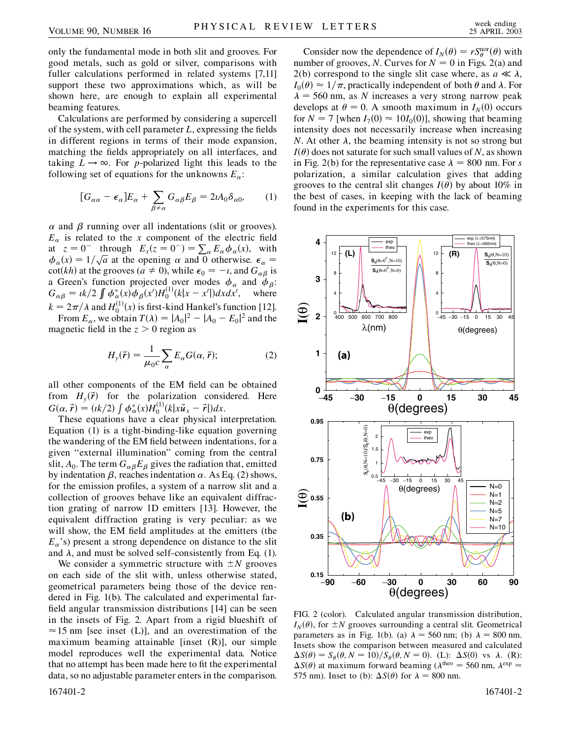only the fundamental mode in both slit and grooves. For good metals, such as gold or silver, comparisons with fuller calculations performed in related systems [7,11] support these two approximations which, as will be shown here, are enough to explain all experimental beaming features.

Calculations are performed by considering a supercell of the system, with cell parameter $L$, expressing the fields in different regions in terms of their mode expansion, matching the fields appropriately on all interfaces, and taking $L \to \infty$. For $p$-polarized light this leads to the following set of equations for the unknowns $E_\alpha$:

$$[G_{\alpha\alpha} - \epsilon_\alpha]E_\alpha + \sum_{\beta \neq \alpha} G_{\alpha\beta}E_\beta = 2\imath A_0 \delta_{\alpha 0}, \tag{1}$$

$\alpha$ and $\beta$ running over all indentations (slit or grooves). $E_\alpha$ is related to the $x$ component of the electric field at $z = 0^-$ through $E_x(z = 0^-) = \sum_\alpha E_\alpha \phi_\alpha(x)$, with $\phi_\alpha(x) = 1/\sqrt{a}$ at the opening $\alpha$ and 0 otherwise. $\epsilon_\alpha = \cot(kh)$ at the grooves ($a \neq 0$), while $\epsilon_0 = -\imath$, and $G_{\alpha\beta}$ is a Green's function projected over modes $\phi_\alpha$ and $\phi_\beta$: $G_{\alpha\beta} = \imath k/2 \iint \phi_\alpha^*(x)\phi_\beta(x')H_0^{(1)}(k|x - x'|)dx dx'$, where $k = 2\pi/\lambda$ and $H_0^{(1)}(x)$ is first-kind Hankel's function [12].

From $E_\alpha$, we obtain $T(\lambda) = |A_0|^2 - |A_0 - E_0|^2$ and the magnetic field in the $z > 0$ region as

$$H_y(\vec{r}) = \frac{1}{\mu_0 c}\sum_\alpha E_\alpha G(\alpha, \vec{r}); \tag{2}$$

all other components of the EM field can be obtained from $H_y(\vec{r})$ for the polarization considered. Here $G(\alpha, \vec{r}) = (\imath k/2)\int \phi_\alpha^*(x)H_0^{(1)}(k|x\vec{u}_x - \vec{r}|)dx$.

These equations have a clear physical interpretation. Equation (1) is a tight-binding-like equation governing the wandering of the EM field between indentations, for a given "external illumination" coming from the central slit, $A_0$. The term $G_{\alpha\beta}E_\beta$ gives the radiation that, emitted by indentation $\beta$, reaches indentation $\alpha$. As Eq. (2) shows, for the emission profiles, a system of a narrow slit and a collection of grooves behave like an equivalent diffraction grating of narrow 1D emitters [13]. However, the equivalent diffraction grating is very peculiar: as we will show, the EM field amplitudes at the emitters (the $E_\alpha$'s) present a strong dependence on distance to the slit and $\lambda$, and must be solved self-consistently from Eq. (1).

We consider a symmetric structure with $\pm N$ grooves on each side of the slit with, unless otherwise stated, geometrical parameters being those of the device rendered in Fig. 1(b). The calculated and experimental far-field angular transmission distributions [14] can be seen in the insets of Fig. 2. Apart from a rigid blueshift of $\approx 15$ nm [see inset (L)], and an overestimation of the maximum beaming attainable [inset (R)], our simple model reproduces well the experimental data. Notice that no attempt has been made here to fit the experimental data, so no adjustable parameter enters in the comparison.

Consider now the dependence of $I_N(\theta) = rS_\theta^{\rm nor}(\theta)$ with number of grooves, $N$. Curves for $N = 0$ in Figs. 2(a) and 2(b) correspond to the single slit case where, as $a \ll \lambda$, $I_0(\theta) \approx 1/\pi$, practically independent of both $\theta$ and $\lambda$. For $\lambda = 560$ nm, as $N$ increases a very strong narrow peak develops at $\theta = 0$. A smooth maximum in $I_N(0)$ occurs for $N = 7$ [when $I_7(0) \approx 10I_0(0)$], showing that beaming intensity does not necessarily increase when increasing $N$. At other $\lambda$, the beaming intensity is not so strong but $I(\theta)$ does not saturate for such small values of $N$, as shown in Fig. 2(b) for the representative case $\lambda = 800$ nm. For $s$ polarization, a similar calculation gives that adding grooves to the central slit changes $I(\theta)$ by about 10% in the best of cases, in keeping with the lack of beaming found in the experiments for this case.

FIG. 2 (color). Calculated angular transmission distribution, $I_N(\theta)$, for $\pm N$ grooves surrounding a central slit. Geometrical parameters as in Fig. 1(b). (a) $\lambda = 560$ nm; (b) $\lambda = 800$ nm. Insets show the comparison between measured and calculated $\Delta S(\theta) = S_\theta(\theta, N = 10)/S_\theta(\theta, N = 0)$. (L): $\Delta S(0)$ vs $\lambda$. (R): $\Delta S(\theta)$ at maximum forward beaming ($\lambda^{\rm theo} = 560$ nm, $\lambda^{\rm exp} = 575$ nm). Inset to (b): $\Delta S(\theta)$ for $\lambda = 800$ nm.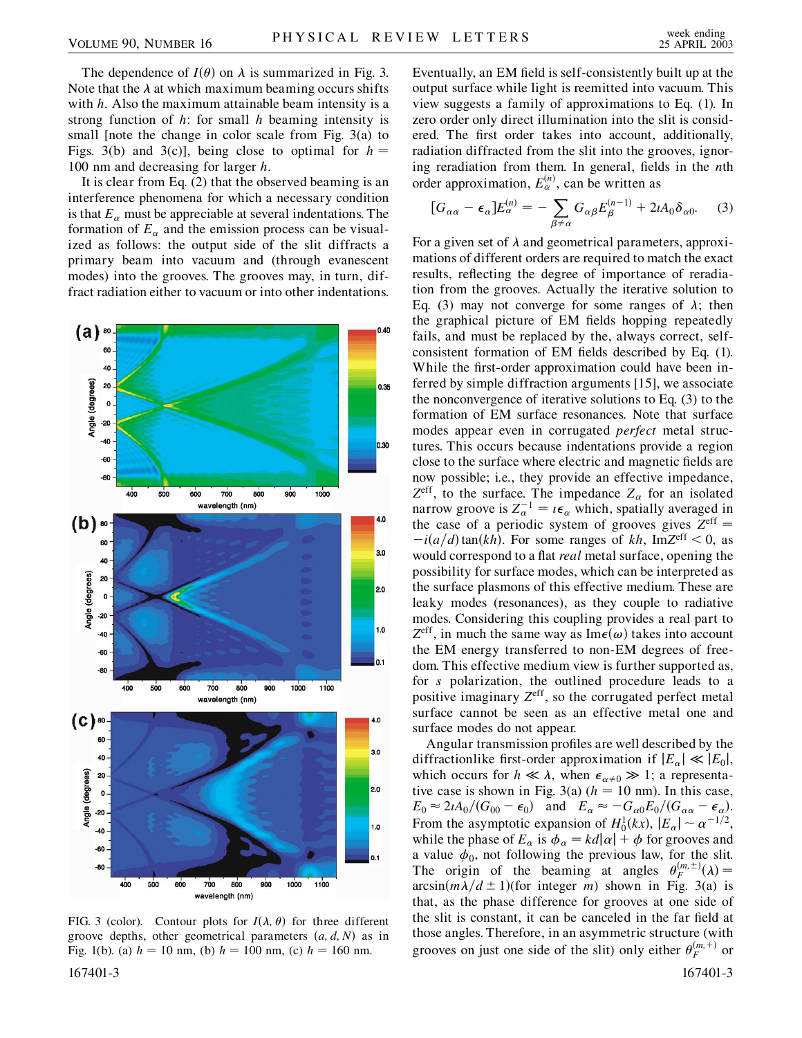The dependence of $I(\theta)$ on $\lambda$ is summarized in Fig. 3. Note that the $\lambda$ at which maximum beaming occurs shifts with $h$. Also the maximum attainable beam intensity is a strong function of $h$: for small $h$ beaming intensity is small [note the change in color scale from Fig. 3(a) to Figs. 3(b) and 3(c)], being close to optimal for $h = 100$ nm and decreasing for larger $h$.

It is clear from Eq. (2) that the observed beaming is an interference phenomena for which a necessary condition is that $E_\alpha$ must be appreciable at several indentations. The formation of $E_\alpha$ and the emission process can be visualized as follows: the output side of the slit diffracts a primary beam into vacuum and (through evanescent modes) into the grooves. The grooves may, in turn, diffract radiation either to vacuum or into other indentations.

FIG. 3 (color). Contour plots for $I(\lambda, \theta)$ for three different groove depths, other geometrical parameters $(a, d, N)$ as in Fig. 1(b). (a) $h = 10$ nm, (b) $h = 100$ nm, (c) $h = 160$ nm.

Eventually, an EM field is self-consistently built up at the output surface while light is reemitted into vacuum. This view suggests a family of approximations to Eq. (1). In zero order only direct illumination into the slit is considered. The first order takes into account, additionally, radiation diffracted from the slit into the grooves, ignoring reradiation from them. In general, fields in the $n$th order approximation, $E_\alpha^{(n)}$, can be written as

$$[G_{\alpha\alpha} - \epsilon_\alpha]E_\alpha^{(n)} = -\sum_{\beta \neq \alpha} G_{\alpha\beta}E_\beta^{(n-1)} + 2\imath A_0 \delta_{\alpha 0}. \quad (3)$$

For a given set of $\lambda$ and geometrical parameters, approximations of different orders are required to match the exact results, reflecting the degree of importance of reradiation from the grooves. Actually the iterative solution to Eq. (3) may not converge for some ranges of $\lambda$; then the graphical picture of EM fields hopping repeatedly fails, and must be replaced by the, always correct, self-consistent formation of EM fields described by Eq. (1). While the first-order approximation could have been inferred by simple diffraction arguments [15], we associate the nonconvergence of iterative solutions to Eq. (3) to the formation of EM surface resonances. Note that surface modes appear even in corrugated *perfect* metal structures. This occurs because indentations provide a region close to the surface where electric and magnetic fields are now possible; i.e., they provide an effective impedance, $Z^{\text{eff}}$, to the surface. The impedance $Z_\alpha$ for an isolated narrow groove is $Z_\alpha^{-1} = \imath\epsilon_\alpha$ which, spatially averaged in the case of a periodic system of grooves gives $Z^{\text{eff}} = -i(a/d)\tan(kh)$. For some ranges of $kh$, $\text{Im}Z^{\text{eff}} < 0$, as would correspond to a flat *real* metal surface, opening the possibility for surface modes, which can be interpreted as the surface plasmons of this effective medium. These are leaky modes (resonances), as they couple to radiative modes. Considering this coupling provides a real part to $Z^{\text{eff}}$, in much the same way as $\text{Im}\epsilon(\omega)$ takes into account the EM energy transferred to non-EM degrees of freedom. This effective medium view is further supported as, for $s$ polarization, the outlined procedure leads to a positive imaginary $Z^{\text{eff}}$, so the corrugated perfect metal surface cannot be seen as an effective metal one and surface modes do not appear.

Angular transmission profiles are well described by the diffractionlike first-order approximation if $|E_\alpha| \ll |E_0|$, which occurs for $h \ll \lambda$, when $\epsilon_{\alpha\neq 0} \gg 1$; a representative case is shown in Fig. 3(a) ($h = 10$ nm). In this case, $E_0 \approx 2\imath A_0/(G_{00} - \epsilon_0)$ and $E_\alpha \approx -G_{\alpha 0}E_0/(G_{\alpha\alpha} - \epsilon_\alpha)$. From the asymptotic expansion of $H_0^1(kx)$, $|E_\alpha| \sim \alpha^{-1/2}$, while the phase of $E_\alpha$ is $\phi_\alpha = kd|\alpha| + \phi$ for grooves and a value $\phi_0$, not following the previous law, for the slit. The origin of the beaming at angles $\theta_F^{(m,\pm)}(\lambda) = \arcsin(m\lambda/d \pm 1)$(for integer $m$) shown in Fig. 3(a) is that, as the phase difference for grooves at one side of the slit is constant, it can be canceled in the far field at those angles. Therefore, in an asymmetric structure (with grooves on just one side of the slit) only either $\theta_F^{(m,+)}$ or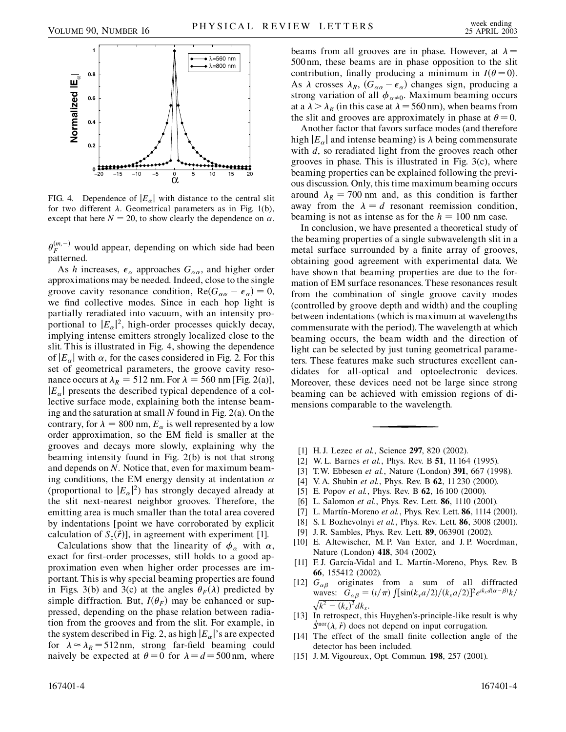1

0.8

0.6

0.4

0.2

0

Normalized $|E_\alpha|$

−20 −15 −10 −5 0 5 10 15 20

α

λ=560 nm

λ=800 nm

FIG. 4. Dependence of $|E_\alpha|$ with distance to the central slit for two different $\lambda$. Geometrical parameters as in Fig. 1(b), except that here $N = 20$, to show clearly the dependence on $\alpha$.

$\theta_F^{(m,-)}$ would appear, depending on which side had been patterned.

As $h$ increases, $\epsilon_\alpha$ approaches $G_{\alpha\alpha}$, and higher order approximations may be needed. Indeed, close to the single groove cavity resonance condition, $\mathrm{Re}(G_{\alpha\alpha} - \epsilon_\alpha) = 0$, we find collective modes. Since in each hop light is partially reradiated into vacuum, with an intensity proportional to $|E_\alpha|^2$, high-order processes quickly decay, implying intense emitters strongly localized close to the slit. This is illustrated in Fig. 4, showing the dependence of $|E_\alpha|$ with $\alpha$, for the cases considered in Fig. 2. For this set of geometrical parameters, the groove cavity resonance occurs at $\lambda_R = 512$ nm. For $\lambda = 560$ nm [Fig. 2(a)], $|E_\alpha|$ presents the described typical dependence of a collective surface mode, explaining both the intense beaming and the saturation at small $N$ found in Fig. 2(a). On the contrary, for $\lambda = 800$ nm, $E_\alpha$ is well represented by a low order approximation, so the EM field is smaller at the grooves and decays more slowly, explaining why the beaming intensity found in Fig. 2(b) is not that strong and depends on $N$. Notice that, even for maximum beaming conditions, the EM energy density at indentation $\alpha$ (proportional to $|E_\alpha|^2$) has strongly decayed already at the slit next-nearest neighbor grooves. Therefore, the emitting area is much smaller than the total area covered by indentations [point we have corroborated by explicit calculation of $S_z(\vec{r})$], in agreement with experiment [1].

Calculations show that the linearity of $\phi_\alpha$ with $\alpha$, exact for first-order processes, still holds to a good approximation even when higher order processes are important. This is why special beaming properties are found in Figs. 3(b) and 3(c) at the angles $\theta_F(\lambda)$ predicted by simple diffraction. But, $I(\theta_F)$ may be enhanced or suppressed, depending on the phase relation between radiation from the grooves and from the slit. For example, in the system described in Fig. 2, as high $|E_\alpha|$'s are expected for $\lambda \approx \lambda_R = 512$ nm, strong far-field beaming could naively be expected at $\theta = 0$ for $\lambda = d = 500$ nm, where beams from all grooves are in phase. However, at $\lambda = 500$ nm, these beams are in phase opposition to the slit contribution, finally producing a minimum in $I(\theta = 0)$. As $\lambda$ crosses $\lambda_R$, $(G_{\alpha\alpha} - \epsilon_\alpha)$ changes sign, producing a strong variation of all $\phi_{\alpha \neq 0}$. Maximum beaming occurs at a $\lambda > \lambda_R$ (in this case at $\lambda = 560$ nm), when beams from the slit and grooves are approximately in phase at $\theta = 0$.

Another factor that favors surface modes (and therefore high $|E_\alpha|$ and intense beaming) is $\lambda$ being commensurate with $d$, so reradiated light from the grooves reach other grooves in phase. This is illustrated in Fig. 3(c), where beaming properties can be explained following the previous discussion. Only, this time maximum beaming occurs around $\lambda_R = 700$ nm and, as this condition is farther away from the $\lambda = d$ resonant reemission condition, beaming is not as intense as for the $h = 100$ nm case.

In conclusion, we have presented a theoretical study of the beaming properties of a single subwavelength slit in a metal surface surrounded by a finite array of grooves, obtaining good agreement with experimental data. We have shown that beaming properties are due to the formation of EM surface resonances. These resonances result from the combination of single groove cavity modes (controlled by groove depth and width) and the coupling between indentations (which is maximum at wavelengths commensurate with the period). The wavelength at which beaming occurs, the beam width and the direction of light can be selected by just tuning geometrical parameters. These features make such structures excellent candidates for all-optical and optoelectronic devices. Moreover, these devices need not be large since strong beaming can be achieved with emission regions of dimensions comparable to the wavelength.

---

[1] H. J. Lezec *et al.*, Science **297**, 820 (2002).

[2] W. L. Barnes *et al.*, Phys. Rev. B **51**, 11 164 (1995).

[3] T.W. Ebbesen *et al.*, Nature (London) **391**, 667 (1998).

[4] V. A. Shubin *et al.*, Phys. Rev. B **62**, 11 230 (2000).

[5] E. Popov *et al.*, Phys. Rev. B **62**, 16 100 (2000).

[6] L. Salomon *et al.*, Phys. Rev. Lett. **86**, 1110 (2001).

[7] L. Martín-Moreno *et al.*, Phys. Rev. Lett. **86**, 1114 (2001).

[8] S. I. Bozhevolnyi *et al.*, Phys. Rev. Lett. **86**, 3008 (2001).

[9] J. R. Sambles, Phys. Rev. Lett. **89**, 063901 (2002).

[10] E. Altewischer, M. P. Van Exter, and J. P. Woerdman, Nature (London) **418**, 304 (2002).

[11] F. J. García-Vidal and L. Martín-Moreno, Phys. Rev. B **66**, 155412 (2002).

[12] $G_{\alpha\beta}$ originates from a sum of all diffracted waves: $G_{\alpha\beta} = (\imath/\pi) \int [\sin(k_x a/2)/(k_x a/2)]^2 e^{\imath k_x d(\alpha-\beta)} k / \sqrt{k^2 - (k_x)^2} dk_x$.

[13] In retrospect, this Huyghen's-principle-like result is why $\vec{S}^{\mathrm{nor}}(\lambda, \vec{r})$ does not depend on input corrugation.

[14] The effect of the small finite collection angle of the detector has been included.

[15] J. M. Vigoureux, Opt. Commun. **198**, 257 (2001).